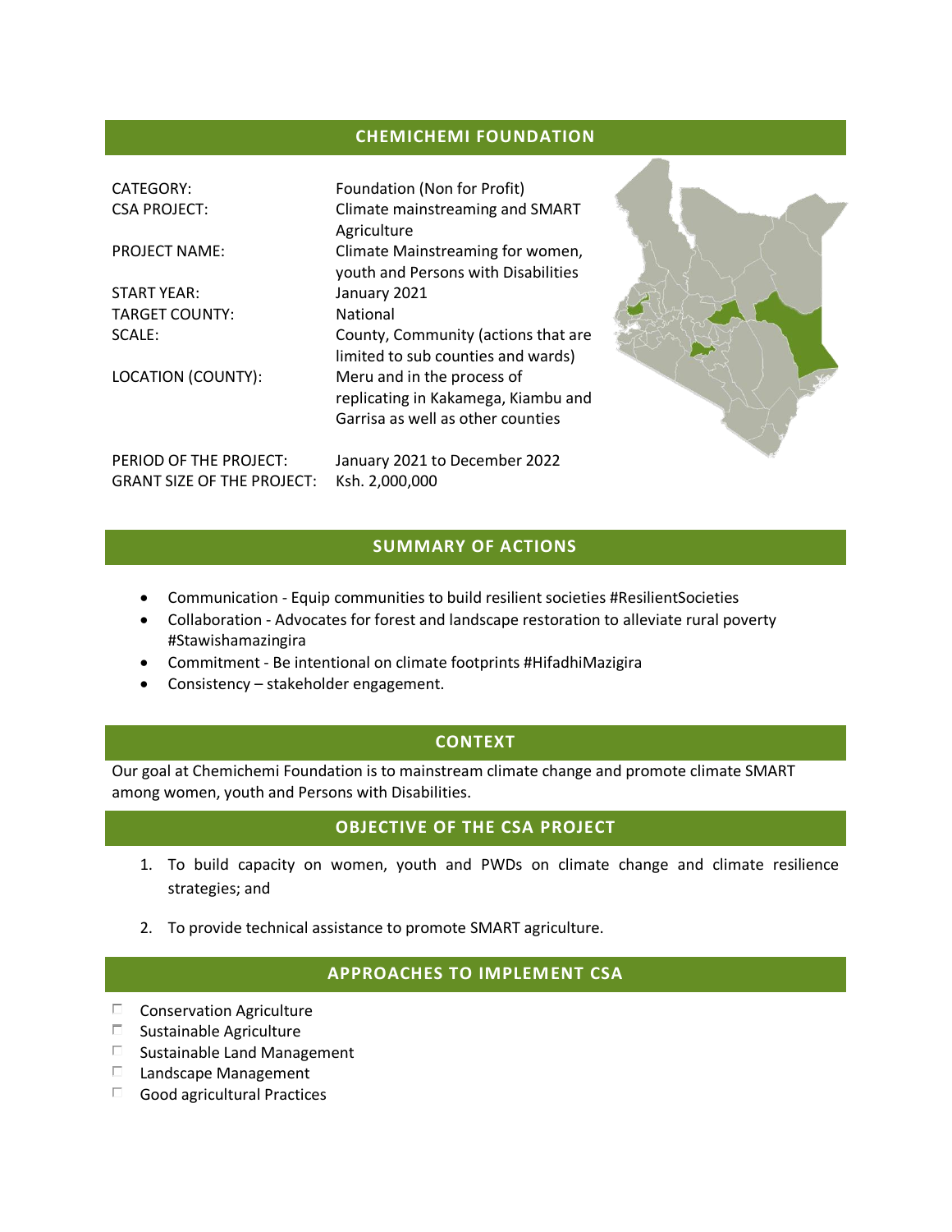# CHEMICHEMI FOUNDATION

| | |
|---|---|
| CATEGORY: | Foundation (Non for Profit) |
| CSA PROJECT: | Climate mainstreaming and SMART Agriculture |
| PROJECT NAME: | Climate Mainstreaming for women, youth and Persons with Disabilities |
| START YEAR: | January 2021 |
| TARGET COUNTY: | National |
| SCALE: | County, Community (actions that are limited to sub counties and wards) |
| LOCATION (COUNTY): | Meru and in the process of replicating in Kakamega, Kiambu and Garrisa as well as other counties |
| PERIOD OF THE PROJECT: | January 2021 to December 2022 |
| GRANT SIZE OF THE PROJECT: | Ksh. 2,000,000 |

## SUMMARY OF ACTIONS

- Communication - Equip communities to build resilient societies #ResilientSocieties
- Collaboration - Advocates for forest and landscape restoration to alleviate rural poverty #Stawishamazingira
- Commitment - Be intentional on climate footprints #HifadhiMazigira
- Consistency – stakeholder engagement.

## CONTEXT

Our goal at Chemichemi Foundation is to mainstream climate change and promote climate SMART among women, youth and Persons with Disabilities.

## OBJECTIVE OF THE CSA PROJECT

1. To build capacity on women, youth and PWDs on climate change and climate resilience strategies; and
2. To provide technical assistance to promote SMART agriculture.

## APPROACHES TO IMPLEMENT CSA

- Conservation Agriculture
- Sustainable Agriculture
- Sustainable Land Management
- Landscape Management
- Good agricultural Practices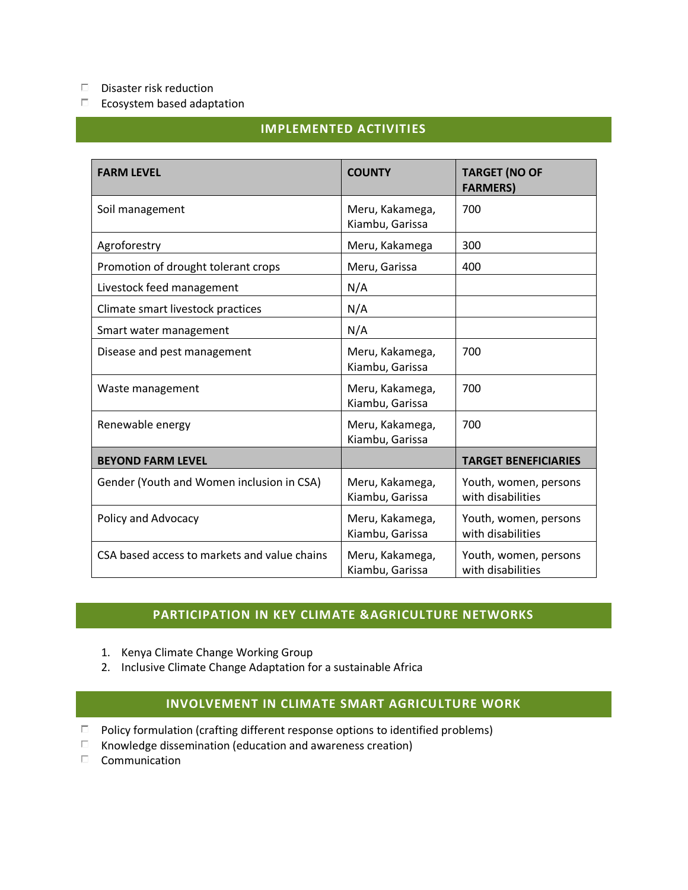- Disaster risk reduction
- Ecosystem based adaptation

## IMPLEMENTED ACTIVITIES

| FARM LEVEL | COUNTY | TARGET (NO OF FARMERS) |
|---|---|---|
| Soil management | Meru, Kakamega, Kiambu, Garissa | 700 |
| Agroforestry | Meru, Kakamega | 300 |
| Promotion of drought tolerant crops | Meru, Garissa | 400 |
| Livestock feed management | N/A | |
| Climate smart livestock practices | N/A | |
| Smart water management | N/A | |
| Disease and pest management | Meru, Kakamega, Kiambu, Garissa | 700 |
| Waste management | Meru, Kakamega, Kiambu, Garissa | 700 |
| Renewable energy | Meru, Kakamega, Kiambu, Garissa | 700 |
| **BEYOND FARM LEVEL** | | **TARGET BENEFICIARIES** |
| Gender (Youth and Women inclusion in CSA) | Meru, Kakamega, Kiambu, Garissa | Youth, women, persons with disabilities |
| Policy and Advocacy | Meru, Kakamega, Kiambu, Garissa | Youth, women, persons with disabilities |
| CSA based access to markets and value chains | Meru, Kakamega, Kiambu, Garissa | Youth, women, persons with disabilities |

## PARTICIPATION IN KEY CLIMATE &AGRICULTURE NETWORKS

1. Kenya Climate Change Working Group
2. Inclusive Climate Change Adaptation for a sustainable Africa

## INVOLVEMENT IN CLIMATE SMART AGRICULTURE WORK

- Policy formulation (crafting different response options to identified problems)
- Knowledge dissemination (education and awareness creation)
- Communication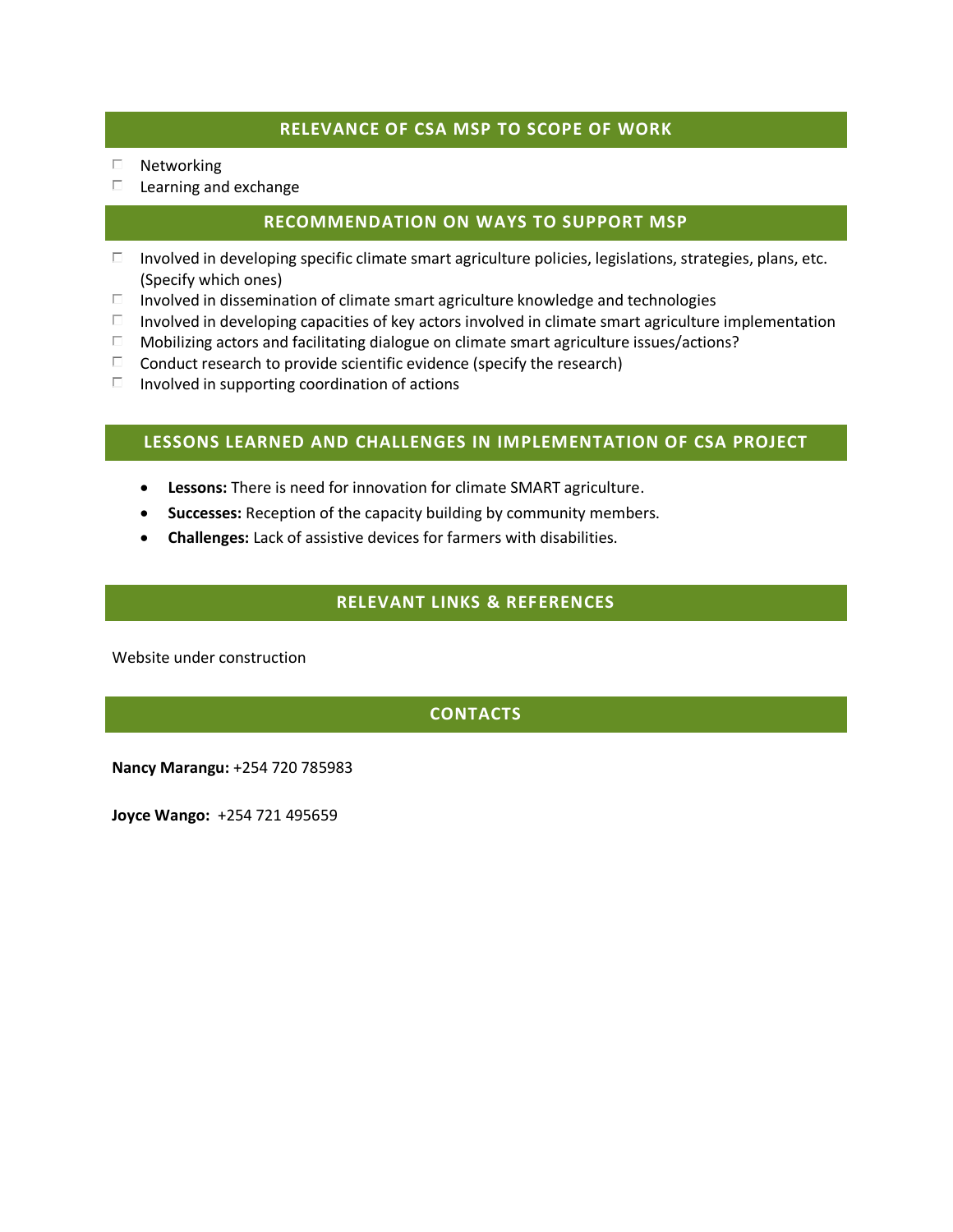## RELEVANCE OF CSA MSP TO SCOPE OF WORK

- ☐ Networking
- ☐ Learning and exchange

## RECOMMENDATION ON WAYS TO SUPPORT MSP

- ☐ Involved in developing specific climate smart agriculture policies, legislations, strategies, plans, etc. (Specify which ones)
- ☐ Involved in dissemination of climate smart agriculture knowledge and technologies
- ☐ Involved in developing capacities of key actors involved in climate smart agriculture implementation
- ☐ Mobilizing actors and facilitating dialogue on climate smart agriculture issues/actions?
- ☐ Conduct research to provide scientific evidence (specify the research)
- ☐ Involved in supporting coordination of actions

## LESSONS LEARNED AND CHALLENGES IN IMPLEMENTATION OF CSA PROJECT

- **Lessons:** There is need for innovation for climate SMART agriculture.
- **Successes:** Reception of the capacity building by community members.
- **Challenges:** Lack of assistive devices for farmers with disabilities.

## RELEVANT LINKS & REFERENCES

Website under construction

## CONTACTS

**Nancy Marangu:** +254 720 785983

**Joyce Wango:** +254 721 495659